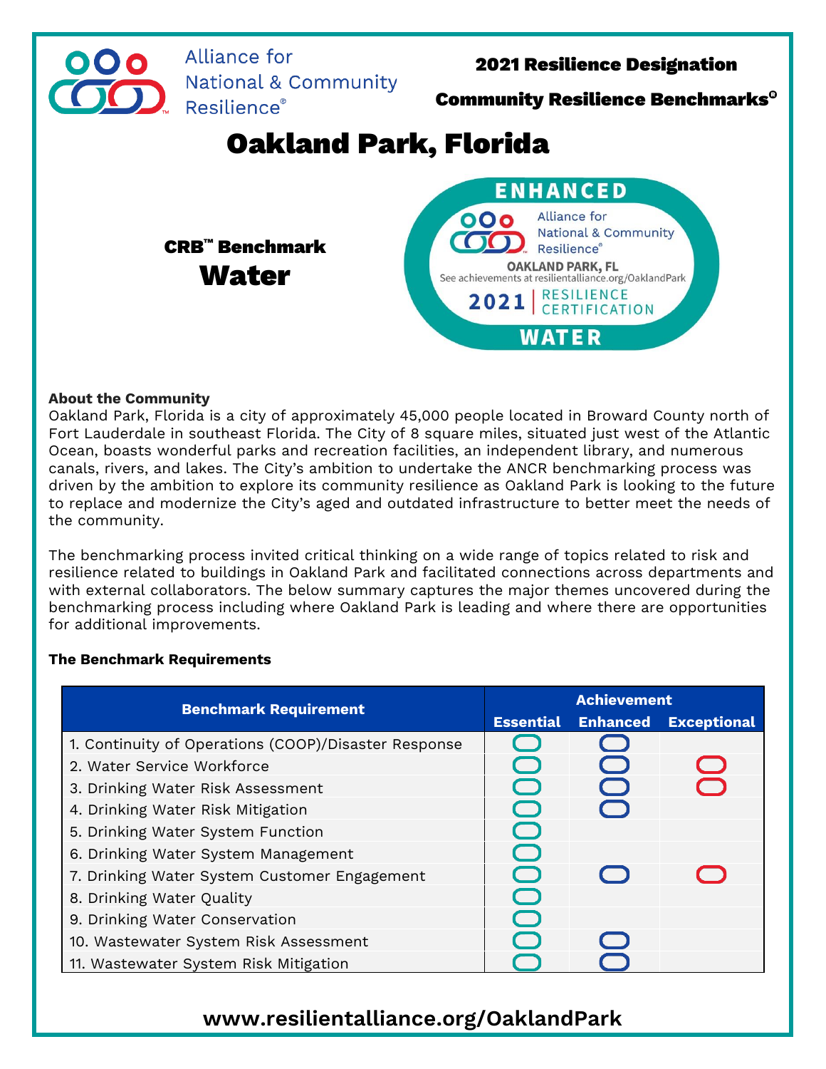Alliance for National & Community Resilience®

**2021 Resilience Designation**

**Community Resilience Benchmarks®**

# Oakland Park, Florida

**CRB™ Benchmark**

## Water

ENHANCED
Alliance for National & Community Resilience®
OAKLAND PARK, FL
See achievements at resilientalliance.org/OaklandPark
2021 | RESILIENCE CERTIFICATION
WATER

**About the Community**

Oakland Park, Florida is a city of approximately 45,000 people located in Broward County north of Fort Lauderdale in southeast Florida. The City of 8 square miles, situated just west of the Atlantic Ocean, boasts wonderful parks and recreation facilities, an independent library, and numerous canals, rivers, and lakes. The City's ambition to undertake the ANCR benchmarking process was driven by the ambition to explore its community resilience as Oakland Park is looking to the future to replace and modernize the City's aged and outdated infrastructure to better meet the needs of the community.

The benchmarking process invited critical thinking on a wide range of topics related to risk and resilience related to buildings in Oakland Park and facilitated connections across departments and with external collaborators. The below summary captures the major themes uncovered during the benchmarking process including where Oakland Park is leading and where there are opportunities for additional improvements.

**The Benchmark Requirements**

| Benchmark Requirement | Achievement | | |
|---|---|---|---|
| | Essential | Enhanced | Exceptional |
| 1. Continuity of Operations (COOP)/Disaster Response | ✓ | ✓ | |
| 2. Water Service Workforce | ✓ | ✓ | ✓ |
| 3. Drinking Water Risk Assessment | ✓ | ✓ | ✓ |
| 4. Drinking Water Risk Mitigation | ✓ | ✓ | |
| 5. Drinking Water System Function | ✓ | | |
| 6. Drinking Water System Management | ✓ | | |
| 7. Drinking Water System Customer Engagement | ✓ | ✓ | ✓ |
| 8. Drinking Water Quality | ✓ | | |
| 9. Drinking Water Conservation | ✓ | | |
| 10. Wastewater System Risk Assessment | ✓ | ✓ | |
| 11. Wastewater System Risk Mitigation | ✓ | ✓ | |

**www.resilientalliance.org/OaklandPark**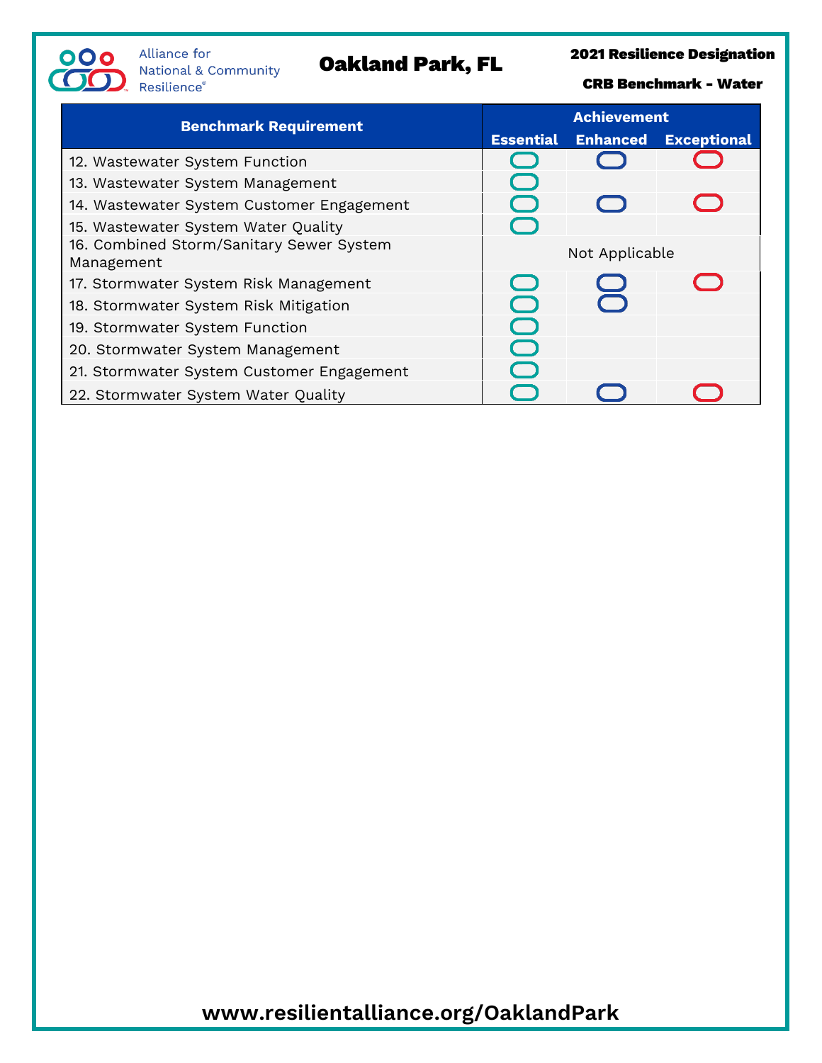Alliance for National & Community Resilience®

# Oakland Park, FL

**2021 Resilience Designation**

**CRB Benchmark - Water**

| Benchmark Requirement | Achievement | | |
|---|---|---|---|
| | Essential | Enhanced | Exceptional |
| 12. Wastewater System Function | ✓ | ✓ | ✓ |
| 13. Wastewater System Management | ✓ | | |
| 14. Wastewater System Customer Engagement | ✓ | ✓ | ✓ |
| 15. Wastewater System Water Quality | ✓ | | |
| 16. Combined Storm/Sanitary Sewer System Management | Not Applicable | | |
| 17. Stormwater System Risk Management | ✓ | ✓ | ✓ |
| 18. Stormwater System Risk Mitigation | ✓ | ✓ | |
| 19. Stormwater System Function | ✓ | | |
| 20. Stormwater System Management | ✓ | | |
| 21. Stormwater System Customer Engagement | ✓ | | |
| 22. Stormwater System Water Quality | ✓ | ✓ | ✓ |

**www.resilientalliance.org/OaklandPark**